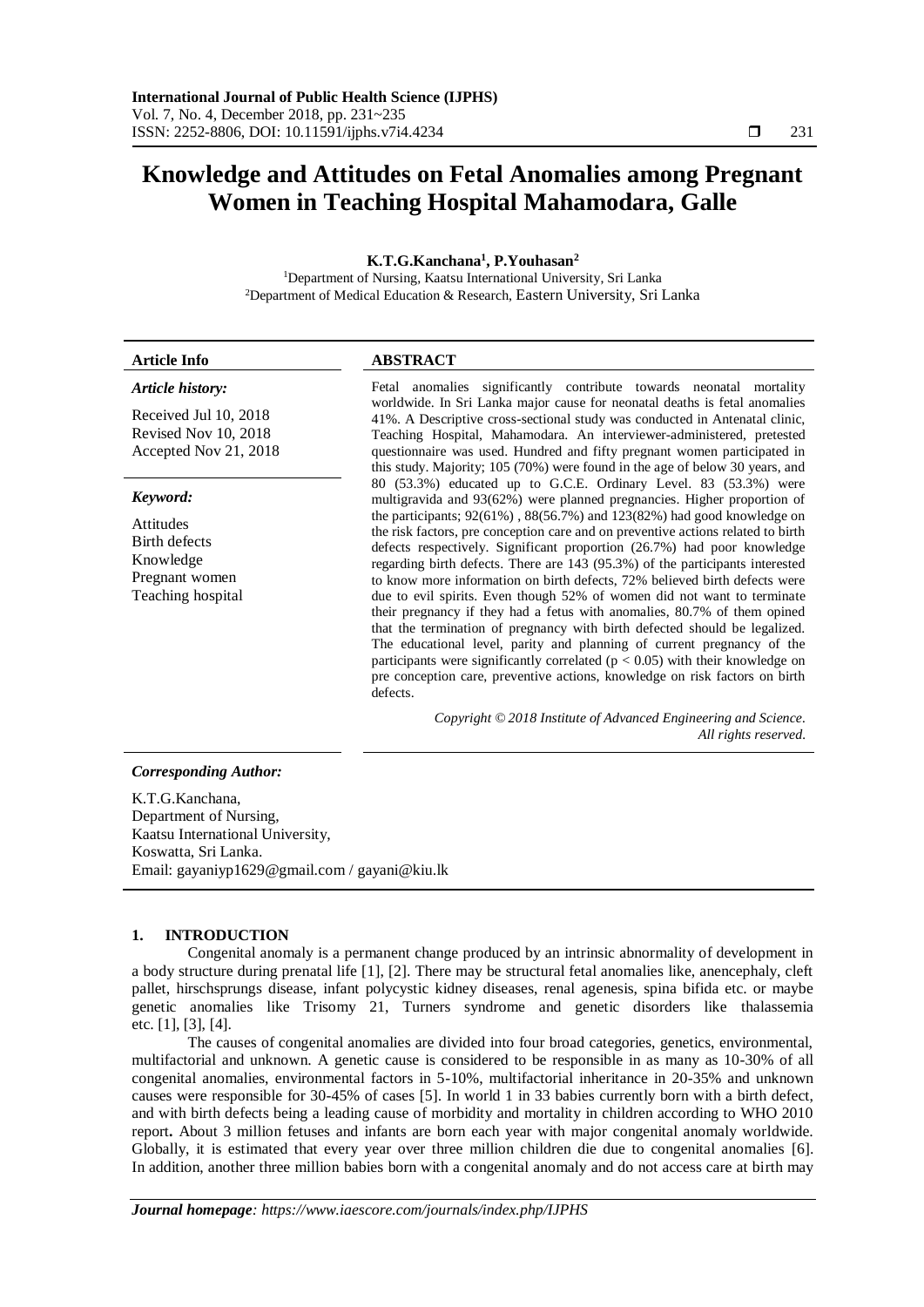# Knowledge and Attitudes on Fetal Anomalies among Pregnant Women in Teaching Hospital Mahamodara, Galle

**K.T.G.Kanchana[1], P.Youhasan[2]**

[1]Department of Nursing, Kaatsu International University, Sri Lanka
[2]Department of Medical Education & Research, Eastern University, Sri Lanka

**Article Info**

***Article history:***

Received Jul 10, 2018
Revised Nov 10, 2018
Accepted Nov 21, 2018

***Keyword:***

Attitudes
Birth defects
Knowledge
Pregnant women
Teaching hospital

**ABSTRACT**

Fetal anomalies significantly contribute towards neonatal mortality worldwide. In Sri Lanka major cause for neonatal deaths is fetal anomalies 41%. A Descriptive cross-sectional study was conducted in Antenatal clinic, Teaching Hospital, Mahamodara. An interviewer-administered, pretested questionnaire was used. Hundred and fifty pregnant women participated in this study. Majority; 105 (70%) were found in the age of below 30 years, and 80 (53.3%) educated up to G.C.E. Ordinary Level. 83 (53.3%) were multigravida and 93(62%) were planned pregnancies. Higher proportion of the participants; 92(61%) , 88(56.7%) and 123(82%) had good knowledge on the risk factors, pre conception care and on preventive actions related to birth defects respectively. Significant proportion (26.7%) had poor knowledge regarding birth defects. There are 143 (95.3%) of the participants interested to know more information on birth defects, 72% believed birth defects were due to evil spirits. Even though 52% of women did not want to terminate their pregnancy if they had a fetus with anomalies, 80.7% of them opined that the termination of pregnancy with birth defected should be legalized. The educational level, parity and planning of current pregnancy of the participants were significantly correlated ($p < 0.05$) with their knowledge on pre conception care, preventive actions, knowledge on risk factors on birth defects.

*Copyright © 2018 Institute of Advanced Engineering and Science. All rights reserved.*

***Corresponding Author:***

K.T.G.Kanchana,
Department of Nursing,
Kaatsu International University,
Koswatta, Sri Lanka.
Email: gayaniyp1629@gmail.com / gayani@kiu.lk

## 1. INTRODUCTION

Congenital anomaly is a permanent change produced by an intrinsic abnormality of development in a body structure during prenatal life [1], [2]. There may be structural fetal anomalies like, anencephaly, cleft pallet, hirschsprungs disease, infant polycystic kidney diseases, renal agenesis, spina bifida etc. or maybe genetic anomalies like Trisomy 21, Turners syndrome and genetic disorders like thalassemia etc. [1], [3], [4].

The causes of congenital anomalies are divided into four broad categories, genetics, environmental, multifactorial and unknown. A genetic cause is considered to be responsible in as many as 10-30% of all congenital anomalies, environmental factors in 5-10%, multifactorial inheritance in 20-35% and unknown causes were responsible for 30-45% of cases [5]. In world 1 in 33 babies currently born with a birth defect, and with birth defects being a leading cause of morbidity and mortality in children according to WHO 2010 report**.** About 3 million fetuses and infants are born each year with major congenital anomaly worldwide. Globally, it is estimated that every year over three million children die due to congenital anomalies [6]. In addition, another three million babies born with a congenital anomaly and do not access care at birth may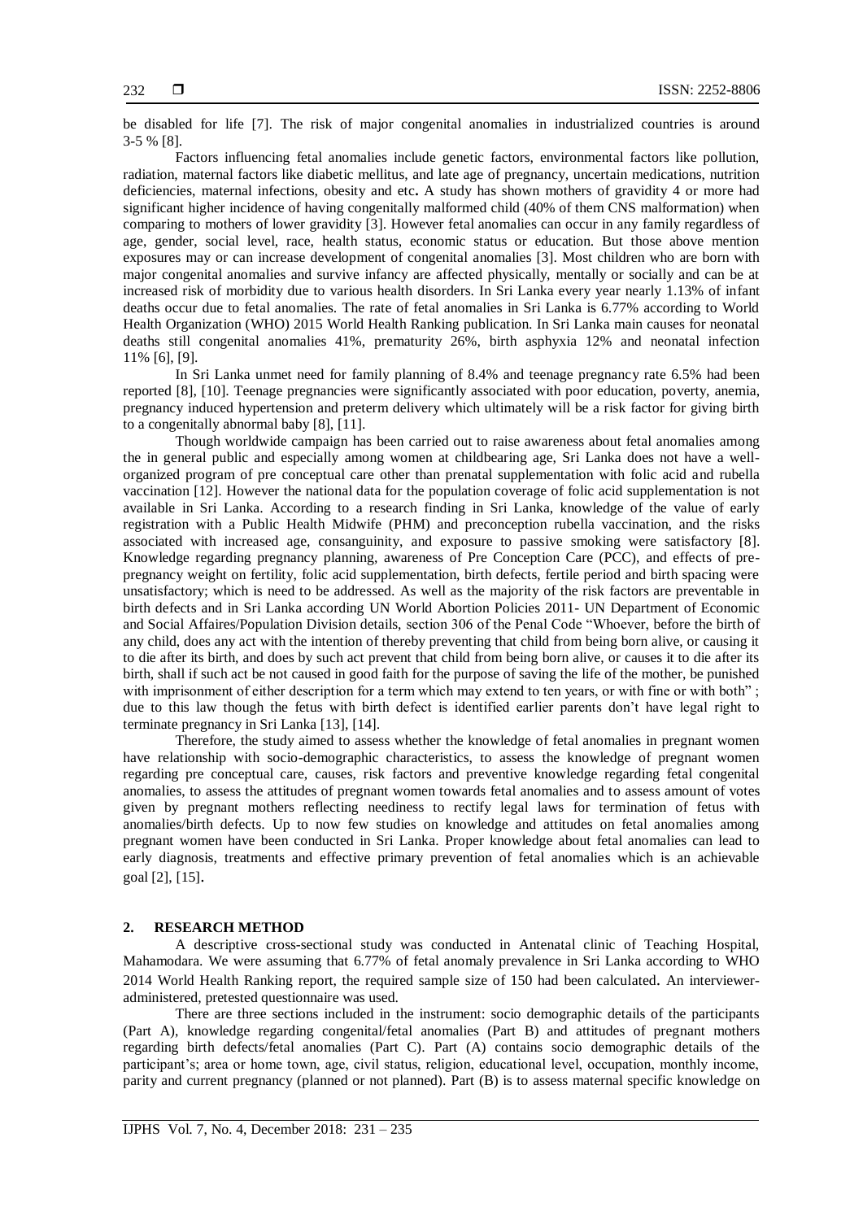be disabled for life [7]. The risk of major congenital anomalies in industrialized countries is around 3-5 % [8].

Factors influencing fetal anomalies include genetic factors, environmental factors like pollution, radiation, maternal factors like diabetic mellitus, and late age of pregnancy, uncertain medications, nutrition deficiencies, maternal infections, obesity and etc**.** A study has shown mothers of gravidity 4 or more had significant higher incidence of having congenitally malformed child (40% of them CNS malformation) when comparing to mothers of lower gravidity [3]. However fetal anomalies can occur in any family regardless of age, gender, social level, race, health status, economic status or education. But those above mention exposures may or can increase development of congenital anomalies [3]. Most children who are born with major congenital anomalies and survive infancy are affected physically, mentally or socially and can be at increased risk of morbidity due to various health disorders. In Sri Lanka every year nearly 1.13% of infant deaths occur due to fetal anomalies. The rate of fetal anomalies in Sri Lanka is 6.77% according to World Health Organization (WHO) 2015 World Health Ranking publication. In Sri Lanka main causes for neonatal deaths still congenital anomalies 41%, prematurity 26%, birth asphyxia 12% and neonatal infection 11% [6], [9].

In Sri Lanka unmet need for family planning of 8.4% and teenage pregnancy rate 6.5% had been reported [8], [10]. Teenage pregnancies were significantly associated with poor education, poverty, anemia, pregnancy induced hypertension and preterm delivery which ultimately will be a risk factor for giving birth to a congenitally abnormal baby [8], [11].

Though worldwide campaign has been carried out to raise awareness about fetal anomalies among the in general public and especially among women at childbearing age, Sri Lanka does not have a well-organized program of pre conceptual care other than prenatal supplementation with folic acid and rubella vaccination [12]. However the national data for the population coverage of folic acid supplementation is not available in Sri Lanka. According to a research finding in Sri Lanka, knowledge of the value of early registration with a Public Health Midwife (PHM) and preconception rubella vaccination, and the risks associated with increased age, consanguinity, and exposure to passive smoking were satisfactory [8]. Knowledge regarding pregnancy planning, awareness of Pre Conception Care (PCC), and effects of pre-pregnancy weight on fertility, folic acid supplementation, birth defects, fertile period and birth spacing were unsatisfactory; which is need to be addressed. As well as the majority of the risk factors are preventable in birth defects and in Sri Lanka according UN World Abortion Policies 2011- UN Department of Economic and Social Affaires/Population Division details, section 306 of the Penal Code "Whoever, before the birth of any child, does any act with the intention of thereby preventing that child from being born alive, or causing it to die after its birth, and does by such act prevent that child from being born alive, or causes it to die after its birth, shall if such act be not caused in good faith for the purpose of saving the life of the mother, be punished with imprisonment of either description for a term which may extend to ten years, or with fine or with both" ; due to this law though the fetus with birth defect is identified earlier parents don't have legal right to terminate pregnancy in Sri Lanka [13], [14].

Therefore, the study aimed to assess whether the knowledge of fetal anomalies in pregnant women have relationship with socio-demographic characteristics, to assess the knowledge of pregnant women regarding pre conceptual care, causes, risk factors and preventive knowledge regarding fetal congenital anomalies, to assess the attitudes of pregnant women towards fetal anomalies and to assess amount of votes given by pregnant mothers reflecting neediness to rectify legal laws for termination of fetus with anomalies/birth defects. Up to now few studies on knowledge and attitudes on fetal anomalies among pregnant women have been conducted in Sri Lanka. Proper knowledge about fetal anomalies can lead to early diagnosis, treatments and effective primary prevention of fetal anomalies which is an achievable goal [2], [15].

## 2. RESEARCH METHOD

A descriptive cross-sectional study was conducted in Antenatal clinic of Teaching Hospital, Mahamodara. We were assuming that 6.77% of fetal anomaly prevalence in Sri Lanka according to WHO 2014 World Health Ranking report, the required sample size of 150 had been calculated. An interviewer-administered, pretested questionnaire was used.

There are three sections included in the instrument: socio demographic details of the participants (Part A), knowledge regarding congenital/fetal anomalies (Part B) and attitudes of pregnant mothers regarding birth defects/fetal anomalies (Part C). Part (A) contains socio demographic details of the participant's; area or home town, age, civil status, religion, educational level, occupation, monthly income, parity and current pregnancy (planned or not planned). Part (B) is to assess maternal specific knowledge on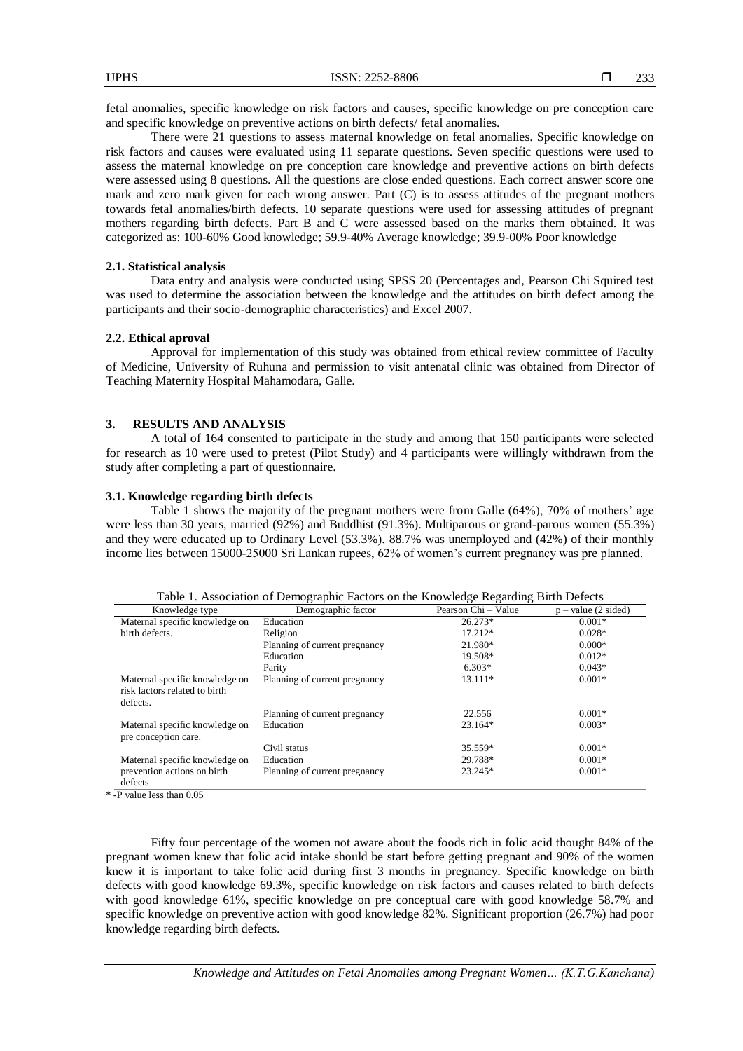fetal anomalies, specific knowledge on risk factors and causes, specific knowledge on pre conception care and specific knowledge on preventive actions on birth defects/ fetal anomalies.

There were 21 questions to assess maternal knowledge on fetal anomalies. Specific knowledge on risk factors and causes were evaluated using 11 separate questions. Seven specific questions were used to assess the maternal knowledge on pre conception care knowledge and preventive actions on birth defects were assessed using 8 questions. All the questions are close ended questions. Each correct answer score one mark and zero mark given for each wrong answer. Part (C) is to assess attitudes of the pregnant mothers towards fetal anomalies/birth defects. 10 separate questions were used for assessing attitudes of pregnant mothers regarding birth defects. Part B and C were assessed based on the marks them obtained. It was categorized as: 100-60% Good knowledge; 59.9-40% Average knowledge; 39.9-00% Poor knowledge

### 2.1. Statistical analysis

Data entry and analysis were conducted using SPSS 20 (Percentages and, Pearson Chi Squired test was used to determine the association between the knowledge and the attitudes on birth defect among the participants and their socio-demographic characteristics) and Excel 2007.

### 2.2. Ethical aproval

Approval for implementation of this study was obtained from ethical review committee of Faculty of Medicine, University of Ruhuna and permission to visit antenatal clinic was obtained from Director of Teaching Maternity Hospital Mahamodara, Galle.

## 3. RESULTS AND ANALYSIS

A total of 164 consented to participate in the study and among that 150 participants were selected for research as 10 were used to pretest (Pilot Study) and 4 participants were willingly withdrawn from the study after completing a part of questionnaire.

### 3.1. Knowledge regarding birth defects

Table 1 shows the majority of the pregnant mothers were from Galle (64%), 70% of mothers' age were less than 30 years, married (92%) and Buddhist (91.3%). Multiparous or grand-parous women (55.3%) and they were educated up to Ordinary Level (53.3%). 88.7% was unemployed and (42%) of their monthly income lies between 15000-25000 Sri Lankan rupees, 62% of women's current pregnancy was pre planned.

Table 1. Association of Demographic Factors on the Knowledge Regarding Birth Defects

| Knowledge type | Demographic factor | Pearson Chi – Value | p – value (2 sided) |
|---|---|---|---|
| Maternal specific knowledge on birth defects. | Education | 26.273* | 0.001* |
| | Religion | 17.212* | 0.028* |
| | Planning of current pregnancy | 21.980* | 0.000* |
| | Education | 19.508* | 0.012* |
| | Parity | 6.303* | 0.043* |
| Maternal specific knowledge on risk factors related to birth defects. | Planning of current pregnancy | 13.111* | 0.001* |
| | Planning of current pregnancy | 22.556 | 0.001* |
| Maternal specific knowledge on pre conception care. | Education | 23.164* | 0.003* |
| | Civil status | 35.559* | 0.001* |
| Maternal specific knowledge on prevention actions on birth defects | Education | 29.788* | 0.001* |
| | Planning of current pregnancy | 23.245* | 0.001* |

\* -P value less than 0.05

Fifty four percentage of the women not aware about the foods rich in folic acid thought 84% of the pregnant women knew that folic acid intake should be start before getting pregnant and 90% of the women knew it is important to take folic acid during first 3 months in pregnancy. Specific knowledge on birth defects with good knowledge 69.3%, specific knowledge on risk factors and causes related to birth defects with good knowledge 61%, specific knowledge on pre conceptual care with good knowledge 58.7% and specific knowledge on preventive action with good knowledge 82%. Significant proportion (26.7%) had poor knowledge regarding birth defects.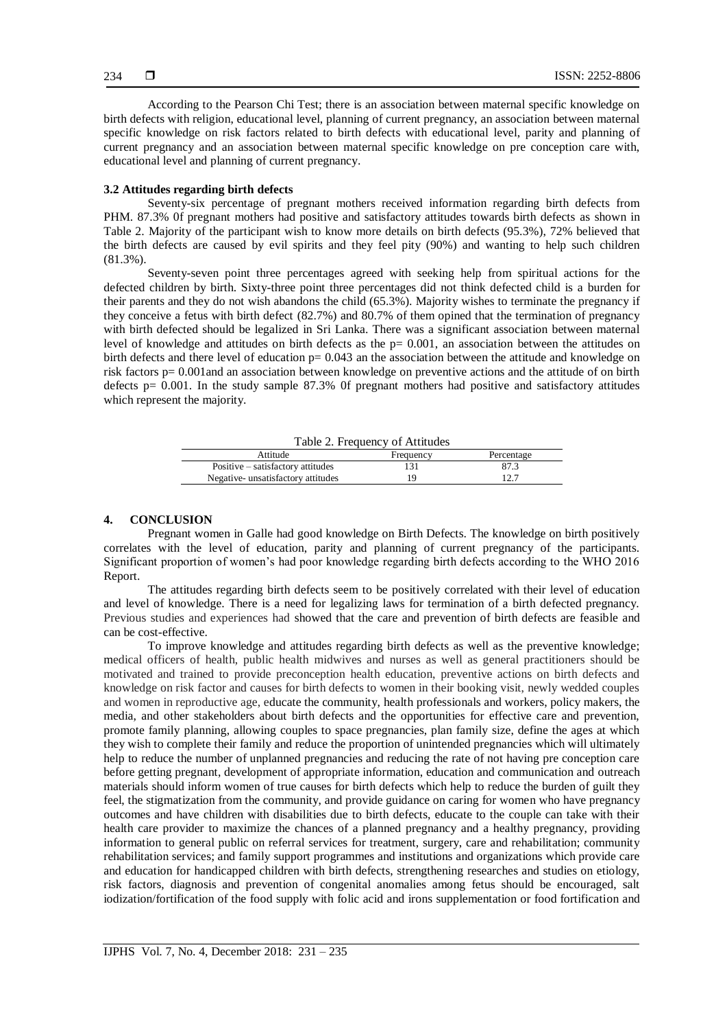According to the Pearson Chi Test; there is an association between maternal specific knowledge on birth defects with religion, educational level, planning of current pregnancy, an association between maternal specific knowledge on risk factors related to birth defects with educational level, parity and planning of current pregnancy and an association between maternal specific knowledge on pre conception care with, educational level and planning of current pregnancy.

### 3.2 Attitudes regarding birth defects

Seventy-six percentage of pregnant mothers received information regarding birth defects from PHM. 87.3% 0f pregnant mothers had positive and satisfactory attitudes towards birth defects as shown in Table 2. Majority of the participant wish to know more details on birth defects (95.3%), 72% believed that the birth defects are caused by evil spirits and they feel pity (90%) and wanting to help such children (81.3%).

Seventy-seven point three percentages agreed with seeking help from spiritual actions for the defected children by birth. Sixty-three point three percentages did not think defected child is a burden for their parents and they do not wish abandons the child (65.3%). Majority wishes to terminate the pregnancy if they conceive a fetus with birth defect (82.7%) and 80.7% of them opined that the termination of pregnancy with birth defected should be legalized in Sri Lanka. There was a significant association between maternal level of knowledge and attitudes on birth defects as the $p = 0.001$, an association between the attitudes on birth defects and there level of education $p = 0.043$ an the association between the attitude and knowledge on risk factors $p = 0.001$and an association between knowledge on preventive actions and the attitude of on birth defects $p = 0.001$. In the study sample 87.3% 0f pregnant mothers had positive and satisfactory attitudes which represent the majority.

Table 2. Frequency of Attitudes

| Attitude | Frequency | Percentage |
|---|---|---|
| Positive – satisfactory attitudes | 131 | 87.3 |
| Negative- unsatisfactory attitudes | 19 | 12.7 |

## 4. CONCLUSION

Pregnant women in Galle had good knowledge on Birth Defects. The knowledge on birth positively correlates with the level of education, parity and planning of current pregnancy of the participants. Significant proportion of women's had poor knowledge regarding birth defects according to the WHO 2016 Report.

The attitudes regarding birth defects seem to be positively correlated with their level of education and level of knowledge. There is a need for legalizing laws for termination of a birth defected pregnancy. Previous studies and experiences had showed that the care and prevention of birth defects are feasible and can be cost-effective.

To improve knowledge and attitudes regarding birth defects as well as the preventive knowledge; medical officers of health, public health midwives and nurses as well as general practitioners should be motivated and trained to provide preconception health education, preventive actions on birth defects and knowledge on risk factor and causes for birth defects to women in their booking visit, newly wedded couples and women in reproductive age, educate the community, health professionals and workers, policy makers, the media, and other stakeholders about birth defects and the opportunities for effective care and prevention, promote family planning, allowing couples to space pregnancies, plan family size, define the ages at which they wish to complete their family and reduce the proportion of unintended pregnancies which will ultimately help to reduce the number of unplanned pregnancies and reducing the rate of not having pre conception care before getting pregnant, development of appropriate information, education and communication and outreach materials should inform women of true causes for birth defects which help to reduce the burden of guilt they feel, the stigmatization from the community, and provide guidance on caring for women who have pregnancy outcomes and have children with disabilities due to birth defects, educate to the couple can take with their health care provider to maximize the chances of a planned pregnancy and a healthy pregnancy, providing information to general public on referral services for treatment, surgery, care and rehabilitation; community rehabilitation services; and family support programmes and institutions and organizations which provide care and education for handicapped children with birth defects, strengthening researches and studies on etiology, risk factors, diagnosis and prevention of congenital anomalies among fetus should be encouraged, salt iodization/fortification of the food supply with folic acid and irons supplementation or food fortification and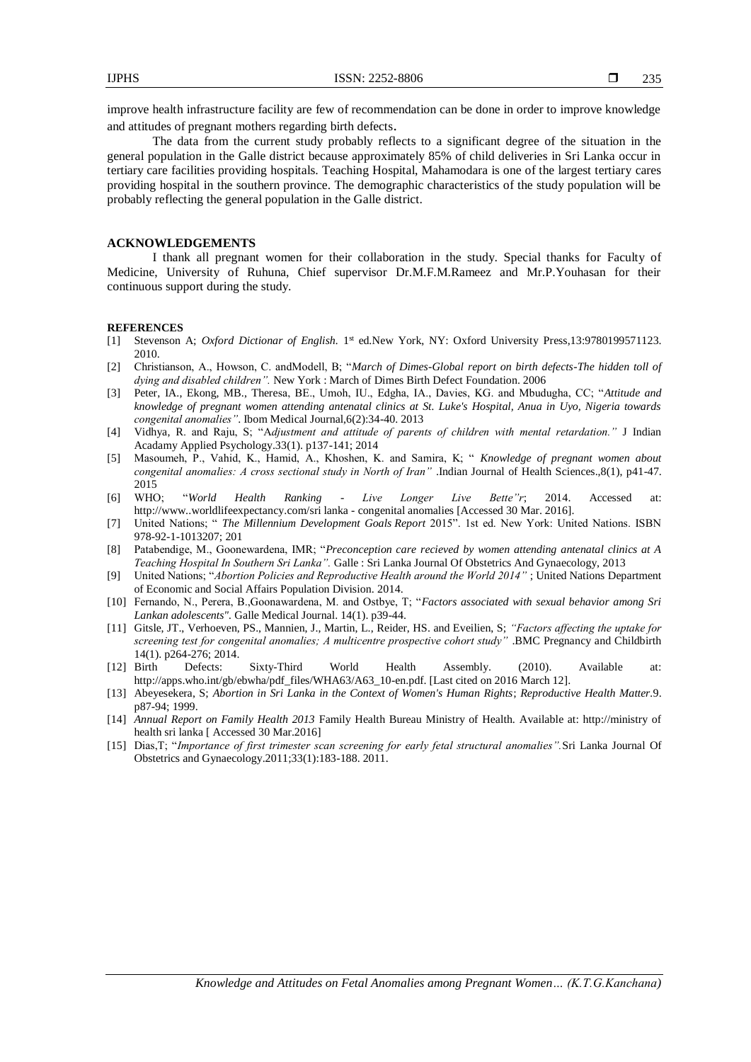improve health infrastructure facility are few of recommendation can be done in order to improve knowledge and attitudes of pregnant mothers regarding birth defects.

The data from the current study probably reflects to a significant degree of the situation in the general population in the Galle district because approximately 85% of child deliveries in Sri Lanka occur in tertiary care facilities providing hospitals. Teaching Hospital, Mahamodara is one of the largest tertiary cares providing hospital in the southern province. The demographic characteristics of the study population will be probably reflecting the general population in the Galle district.

## ACKNOWLEDGEMENTS

I thank all pregnant women for their collaboration in the study. Special thanks for Faculty of Medicine, University of Ruhuna, Chief supervisor Dr.M.F.M.Rameez and Mr.P.Youhasan for their continuous support during the study.

## REFERENCES

[1] Stevenson A; *Oxford Dictionar of English.* 1st ed.New York, NY: Oxford University Press,13:9780199571123. 2010.

[2] Christianson, A., Howson, C. andModell, B; "*March of Dimes-Global report on birth defects-The hidden toll of dying and disabled children".* New York : March of Dimes Birth Defect Foundation. 2006

[3] Peter, IA., Ekong, MB., Theresa, BE., Umoh, IU., Edgha, IA., Davies, KG. and Mbudugha, CC; "*Attitude and knowledge of pregnant women attending antenatal clinics at St. Luke's Hospital, Anua in Uyo, Nigeria towards congenital anomalies"*. Ibom Medical Journal,6(2):34-40. 2013

[4] Vidhya, R. and Raju, S; "A*djustment and attitude of parents of children with mental retardation."* J Indian Acadamy Applied Psychology.33(1). p137-141; 2014

[5] Masoumeh, P., Vahid, K., Hamid, A., Khoshen, K. and Samira, K; " *Knowledge of pregnant women about congenital anomalies: A cross sectional study in North of Iran"* .Indian Journal of Health Sciences.,8(1), p41-47. 2015

[6] WHO; "*World Health Ranking - Live Longer Live Bette"r*; 2014. Accessed at: http://www..worldlifeexpectancy.com/sri lanka - congenital anomalies [Accessed 30 Mar. 2016].

[7] United Nations; " *The Millennium Development Goals Report* 2015". 1st ed. New York: United Nations. ISBN 978-92-1-1013207; 201

[8] Patabendige, M., Goonewardena, IMR; "*Preconception care recieved by women attending antenatal clinics at A Teaching Hospital In Southern Sri Lanka".* Galle : Sri Lanka Journal Of Obstetrics And Gynaecology, 2013

[9] United Nations; "*Abortion Policies and Reproductive Health around the World 2014"* ; United Nations Department of Economic and Social Affairs Population Division. 2014.

[10] Fernando, N., Perera, B.,Goonawardena, M. and Ostbye, T; "*Factors associated with sexual behavior among Sri Lankan adolescents".* Galle Medical Journal. 14(1). p39-44.

[11] Gitsle, JT., Verhoeven, PS., Mannien, J., Martin, L., Reider, HS. and Eveilien, S; *"Factors affecting the uptake for screening test for congenital anomalies; A multicentre prospective cohort study"* .BMC Pregnancy and Childbirth 14(1). p264-276; 2014.

[12] Birth Defects: Sixty-Third World Health Assembly. (2010). Available at: http://apps.who.int/gb/ebwha/pdf_files/WHA63/A63_10-en.pdf. [Last cited on 2016 March 12].

[13] Abeyesekera, S; *Abortion in Sri Lanka in the Context of Women's Human Rights*; *Reproductive Health Matter*.9. p87-94; 1999.

[14] *Annual Report on Family Health 2013* Family Health Bureau Ministry of Health. Available at: http://ministry of health sri lanka [ Accessed 30 Mar.2016]

[15] Dias,T; "*Importance of first trimester scan screening for early fetal structural anomalies".*Sri Lanka Journal Of Obstetrics and Gynaecology.2011;33(1):183-188. 2011.